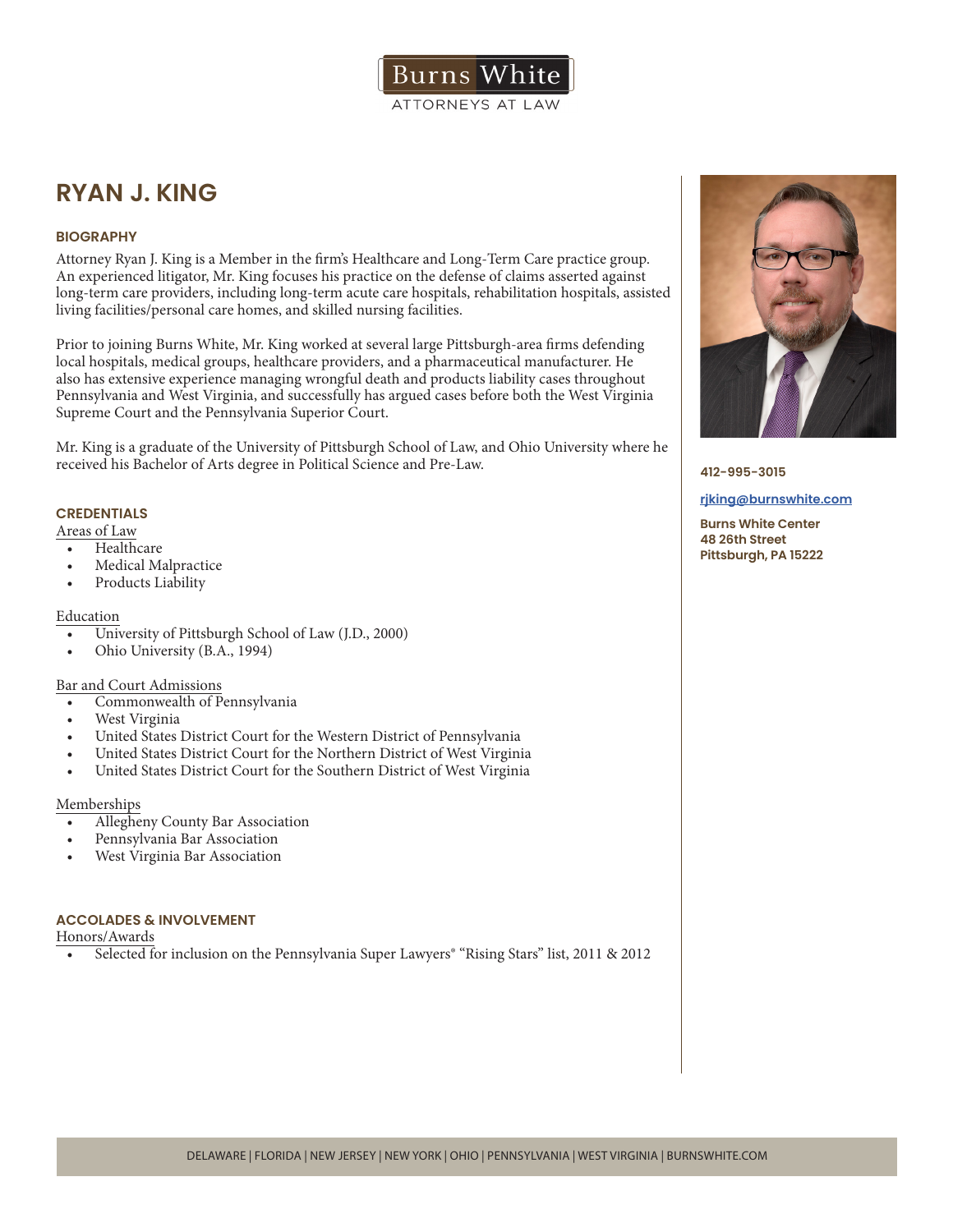Burns White

ATTORNEYS AT LAW

# RYAN J. KING

## BIOGRAPHY

Attorney Ryan J. King is a Member in the firm's Healthcare and Long-Term Care practice group. An experienced litigator, Mr. King focuses his practice on the defense of claims asserted against long-term care providers, including long-term acute care hospitals, rehabilitation hospitals, assisted living facilities/personal care homes, and skilled nursing facilities.

Prior to joining Burns White, Mr. King worked at several large Pittsburgh-area firms defending local hospitals, medical groups, healthcare providers, and a pharmaceutical manufacturer. He also has extensive experience managing wrongful death and products liability cases throughout Pennsylvania and West Virginia, and successfully has argued cases before both the West Virginia Supreme Court and the Pennsylvania Superior Court.

Mr. King is a graduate of the University of Pittsburgh School of Law, and Ohio University where he received his Bachelor of Arts degree in Political Science and Pre-Law.

**412-995-3015**

**rjking@burnswhite.com**

**Burns White Center**
**48 26th Street**
**Pittsburgh, PA 15222**

## CREDENTIALS

Areas of Law

- Healthcare
- Medical Malpractice
- Products Liability

Education

- University of Pittsburgh School of Law (J.D., 2000)
- Ohio University (B.A., 1994)

Bar and Court Admissions

- Commonwealth of Pennsylvania
- West Virginia
- United States District Court for the Western District of Pennsylvania
- United States District Court for the Northern District of West Virginia
- United States District Court for the Southern District of West Virginia

Memberships

- Allegheny County Bar Association
- Pennsylvania Bar Association
- West Virginia Bar Association

## ACCOLADES & INVOLVEMENT

Honors/Awards

- Selected for inclusion on the Pennsylvania Super Lawyers® "Rising Stars" list, 2011 & 2012

DELAWARE | FLORIDA | NEW JERSEY | NEW YORK | OHIO | PENNSYLVANIA | WEST VIRGINIA | BURNSWHITE.COM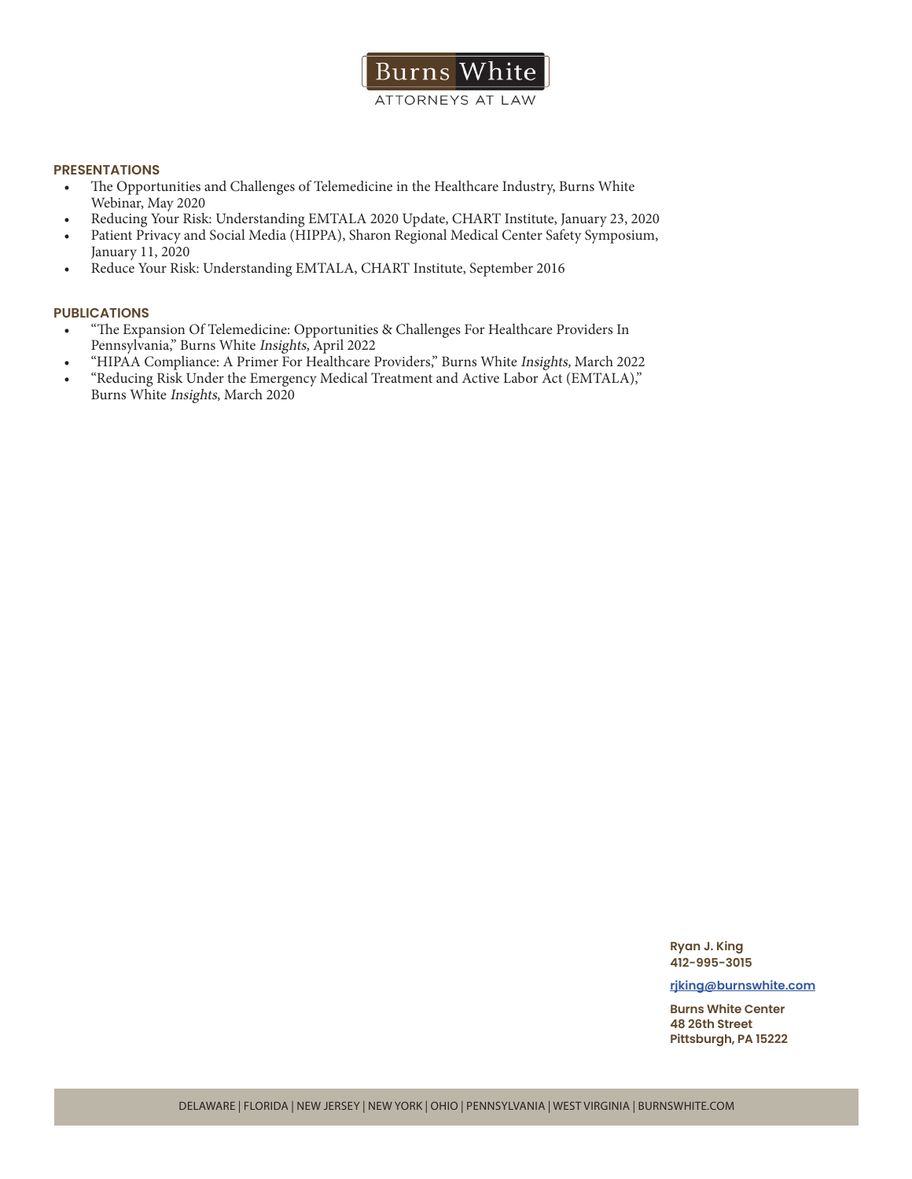## PRESENTATIONS

- The Opportunities and Challenges of Telemedicine in the Healthcare Industry, Burns White Webinar, May 2020
- Reducing Your Risk: Understanding EMTALA 2020 Update, CHART Institute, January 23, 2020
- Patient Privacy and Social Media (HIPPA), Sharon Regional Medical Center Safety Symposium, January 11, 2020
- Reduce Your Risk: Understanding EMTALA, CHART Institute, September 2016

## PUBLICATIONS

- "The Expansion Of Telemedicine: Opportunities & Challenges For Healthcare Providers In Pennsylvania," Burns White *Insights*, April 2022
- "HIPAA Compliance: A Primer For Healthcare Providers," Burns White *Insights*, March 2022
- "Reducing Risk Under the Emergency Medical Treatment and Active Labor Act (EMTALA)," Burns White *Insights*, March 2020

**Ryan J. King**
**412-995-3015**

**rjking@burnswhite.com**

**Burns White Center**
**48 26th Street**
**Pittsburgh, PA 15222**